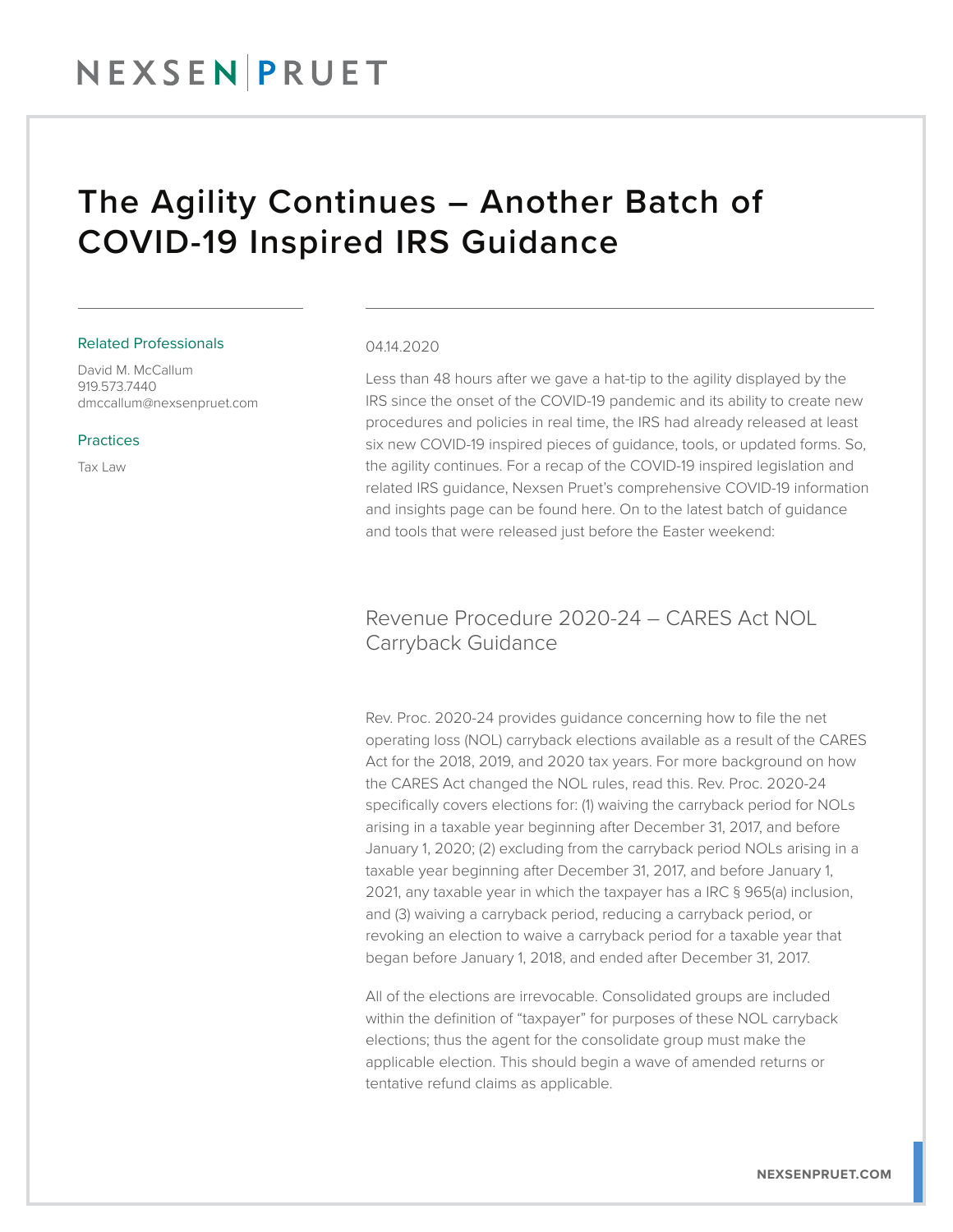# The Agility Continues – Another Batch of COVID-19 Inspired IRS Guidance

Related Professionals

David M. McCallum
919.573.7440
dmccallum@nexsenpruet.com

Practices

Tax Law

04.14.2020

Less than 48 hours after we gave a hat-tip to the agility displayed by the IRS since the onset of the COVID-19 pandemic and its ability to create new procedures and policies in real time, the IRS had already released at least six new COVID-19 inspired pieces of guidance, tools, or updated forms. So, the agility continues. For a recap of the COVID-19 inspired legislation and related IRS guidance, Nexsen Pruet's comprehensive COVID-19 information and insights page can be found here. On to the latest batch of guidance and tools that were released just before the Easter weekend:

## Revenue Procedure 2020-24 – CARES Act NOL Carryback Guidance

Rev. Proc. 2020-24 provides guidance concerning how to file the net operating loss (NOL) carryback elections available as a result of the CARES Act for the 2018, 2019, and 2020 tax years. For more background on how the CARES Act changed the NOL rules, read this. Rev. Proc. 2020-24 specifically covers elections for: (1) waiving the carryback period for NOLs arising in a taxable year beginning after December 31, 2017, and before January 1, 2020; (2) excluding from the carryback period NOLs arising in a taxable year beginning after December 31, 2017, and before January 1, 2021, any taxable year in which the taxpayer has a IRC § 965(a) inclusion, and (3) waiving a carryback period, reducing a carryback period, or revoking an election to waive a carryback period for a taxable year that began before January 1, 2018, and ended after December 31, 2017.

All of the elections are irrevocable. Consolidated groups are included within the definition of "taxpayer" for purposes of these NOL carryback elections; thus the agent for the consolidate group must make the applicable election. This should begin a wave of amended returns or tentative refund claims as applicable.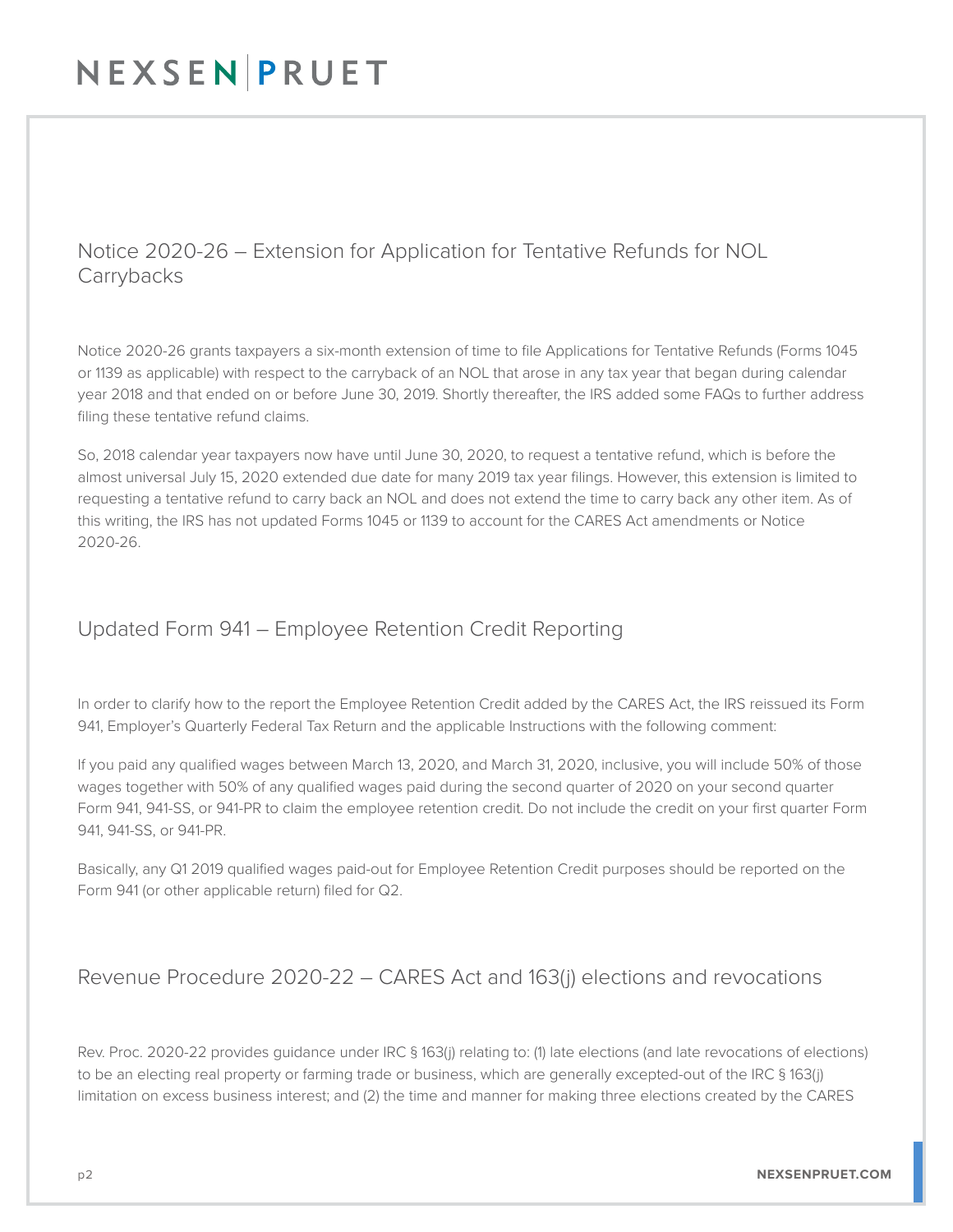## Notice 2020-26 – Extension for Application for Tentative Refunds for NOL Carrybacks

Notice 2020-26 grants taxpayers a six-month extension of time to file Applications for Tentative Refunds (Forms 1045 or 1139 as applicable) with respect to the carryback of an NOL that arose in any tax year that began during calendar year 2018 and that ended on or before June 30, 2019. Shortly thereafter, the IRS added some FAQs to further address filing these tentative refund claims.

So, 2018 calendar year taxpayers now have until June 30, 2020, to request a tentative refund, which is before the almost universal July 15, 2020 extended due date for many 2019 tax year filings. However, this extension is limited to requesting a tentative refund to carry back an NOL and does not extend the time to carry back any other item. As of this writing, the IRS has not updated Forms 1045 or 1139 to account for the CARES Act amendments or Notice 2020-26.

## Updated Form 941 – Employee Retention Credit Reporting

In order to clarify how to the report the Employee Retention Credit added by the CARES Act, the IRS reissued its Form 941, Employer's Quarterly Federal Tax Return and the applicable Instructions with the following comment:

If you paid any qualified wages between March 13, 2020, and March 31, 2020, inclusive, you will include 50% of those wages together with 50% of any qualified wages paid during the second quarter of 2020 on your second quarter Form 941, 941-SS, or 941-PR to claim the employee retention credit. Do not include the credit on your first quarter Form 941, 941-SS, or 941-PR.

Basically, any Q1 2019 qualified wages paid-out for Employee Retention Credit purposes should be reported on the Form 941 (or other applicable return) filed for Q2.

## Revenue Procedure 2020-22 – CARES Act and 163(j) elections and revocations

Rev. Proc. 2020-22 provides guidance under IRC § 163(j) relating to: (1) late elections (and late revocations of elections) to be an electing real property or farming trade or business, which are generally excepted-out of the IRC § 163(j) limitation on excess business interest; and (2) the time and manner for making three elections created by the CARES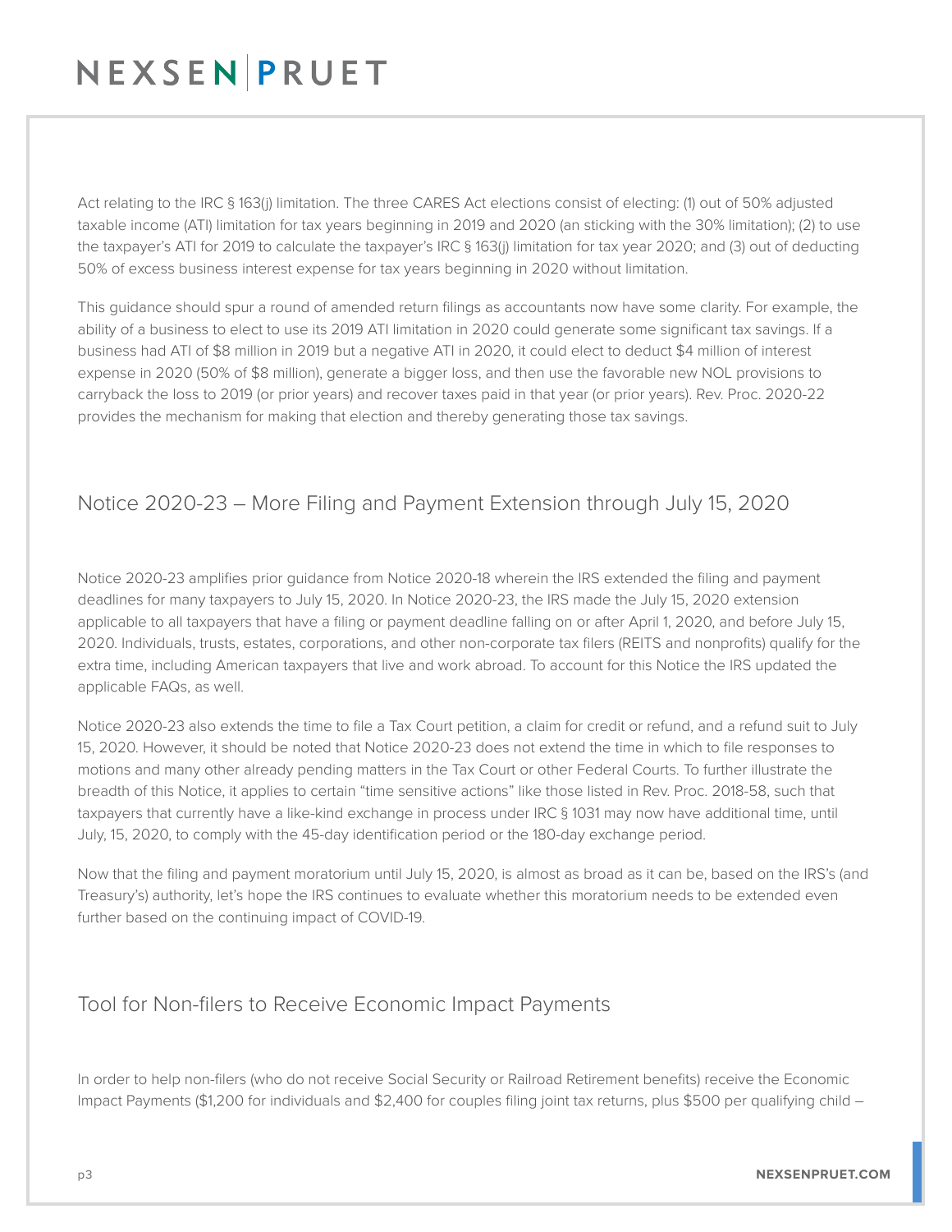Act relating to the IRC § 163(j) limitation. The three CARES Act elections consist of electing: (1) out of 50% adjusted taxable income (ATI) limitation for tax years beginning in 2019 and 2020 (an sticking with the 30% limitation); (2) to use the taxpayer's ATI for 2019 to calculate the taxpayer's IRC § 163(j) limitation for tax year 2020; and (3) out of deducting 50% of excess business interest expense for tax years beginning in 2020 without limitation.

This guidance should spur a round of amended return filings as accountants now have some clarity. For example, the ability of a business to elect to use its 2019 ATI limitation in 2020 could generate some significant tax savings. If a business had ATI of $8 million in 2019 but a negative ATI in 2020, it could elect to deduct $4 million of interest expense in 2020 (50% of $8 million), generate a bigger loss, and then use the favorable new NOL provisions to carryback the loss to 2019 (or prior years) and recover taxes paid in that year (or prior years). Rev. Proc. 2020-22 provides the mechanism for making that election and thereby generating those tax savings.

## Notice 2020-23 – More Filing and Payment Extension through July 15, 2020

Notice 2020-23 amplifies prior guidance from Notice 2020-18 wherein the IRS extended the filing and payment deadlines for many taxpayers to July 15, 2020. In Notice 2020-23, the IRS made the July 15, 2020 extension applicable to all taxpayers that have a filing or payment deadline falling on or after April 1, 2020, and before July 15, 2020. Individuals, trusts, estates, corporations, and other non-corporate tax filers (REITS and nonprofits) qualify for the extra time, including American taxpayers that live and work abroad. To account for this Notice the IRS updated the applicable FAQs, as well.

Notice 2020-23 also extends the time to file a Tax Court petition, a claim for credit or refund, and a refund suit to July 15, 2020. However, it should be noted that Notice 2020-23 does not extend the time in which to file responses to motions and many other already pending matters in the Tax Court or other Federal Courts. To further illustrate the breadth of this Notice, it applies to certain "time sensitive actions" like those listed in Rev. Proc. 2018-58, such that taxpayers that currently have a like-kind exchange in process under IRC § 1031 may now have additional time, until July, 15, 2020, to comply with the 45-day identification period or the 180-day exchange period.

Now that the filing and payment moratorium until July 15, 2020, is almost as broad as it can be, based on the IRS's (and Treasury's) authority, let's hope the IRS continues to evaluate whether this moratorium needs to be extended even further based on the continuing impact of COVID-19.

## Tool for Non-filers to Receive Economic Impact Payments

In order to help non-filers (who do not receive Social Security or Railroad Retirement benefits) receive the Economic Impact Payments ($1,200 for individuals and $2,400 for couples filing joint tax returns, plus $500 per qualifying child –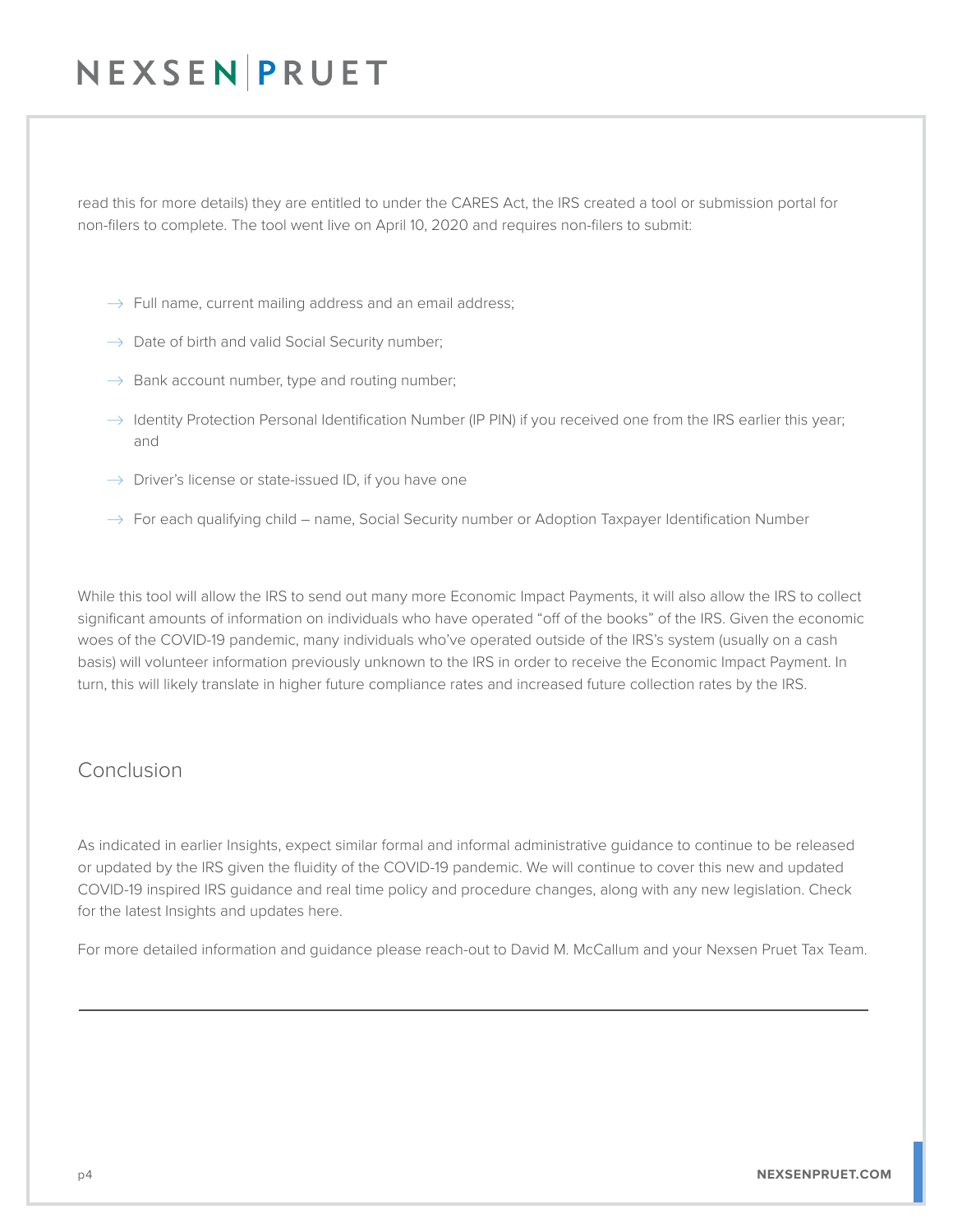read this for more details) they are entitled to under the CARES Act, the IRS created a tool or submission portal for non-filers to complete. The tool went live on April 10, 2020 and requires non-filers to submit:

- Full name, current mailing address and an email address;
- Date of birth and valid Social Security number;
- Bank account number, type and routing number;
- Identity Protection Personal Identification Number (IP PIN) if you received one from the IRS earlier this year; and
- Driver's license or state-issued ID, if you have one
- For each qualifying child – name, Social Security number or Adoption Taxpayer Identification Number

While this tool will allow the IRS to send out many more Economic Impact Payments, it will also allow the IRS to collect significant amounts of information on individuals who have operated "off of the books" of the IRS. Given the economic woes of the COVID-19 pandemic, many individuals who've operated outside of the IRS's system (usually on a cash basis) will volunteer information previously unknown to the IRS in order to receive the Economic Impact Payment. In turn, this will likely translate in higher future compliance rates and increased future collection rates by the IRS.

## Conclusion

As indicated in earlier Insights, expect similar formal and informal administrative guidance to continue to be released or updated by the IRS given the fluidity of the COVID-19 pandemic. We will continue to cover this new and updated COVID-19 inspired IRS guidance and real time policy and procedure changes, along with any new legislation. Check for the latest Insights and updates here.

For more detailed information and guidance please reach-out to David M. McCallum and your Nexsen Pruet Tax Team.

---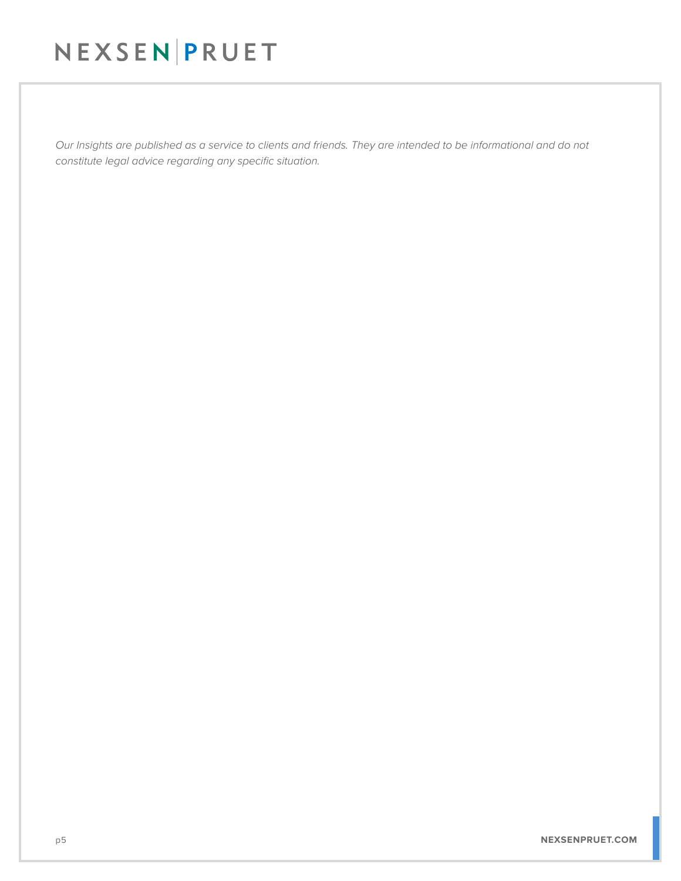*Our Insights are published as a service to clients and friends. They are intended to be informational and do not constitute legal advice regarding any specific situation.*